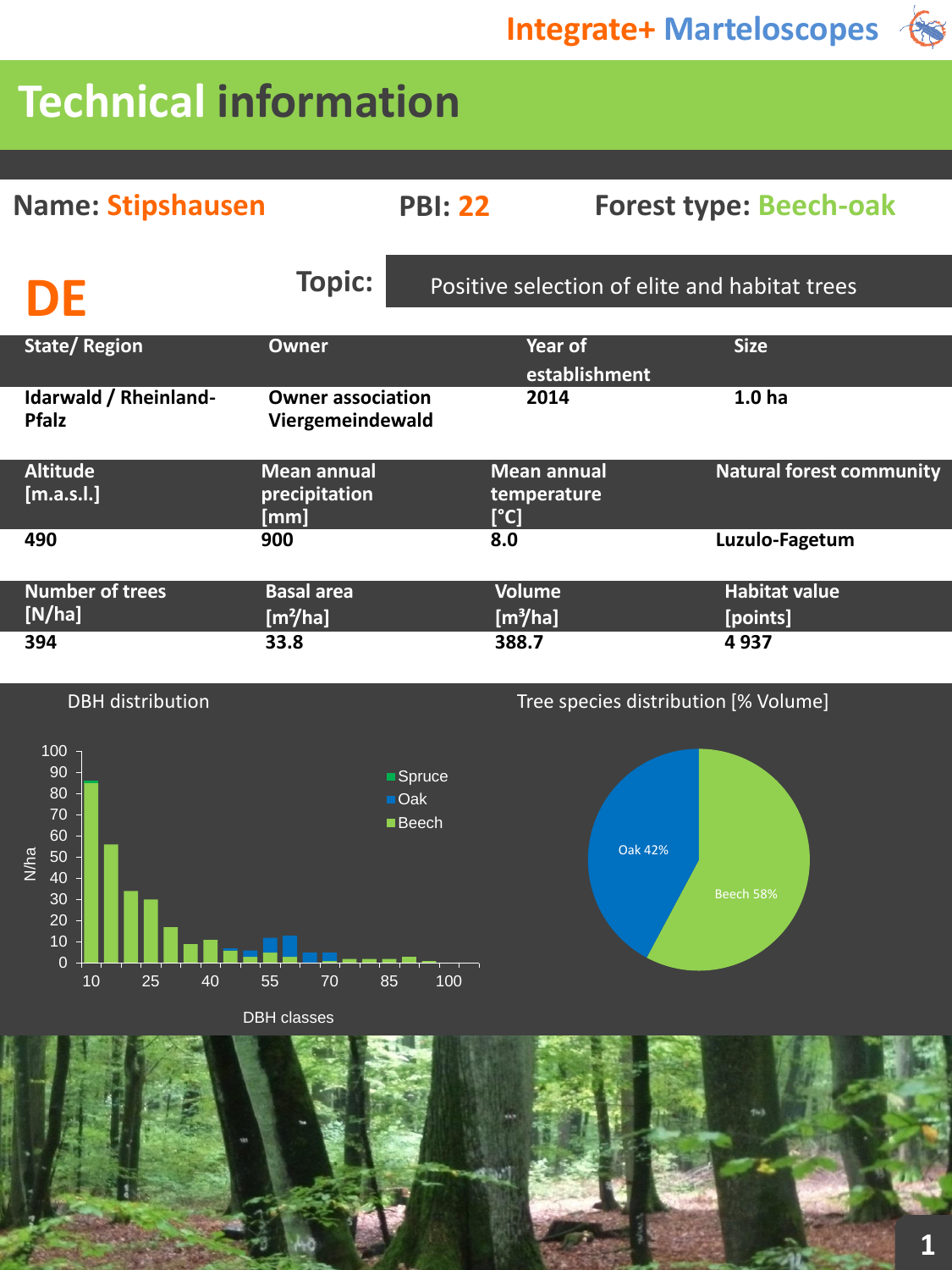# Technical information

**Name: Stipshausen** **PBI: 22** **Forest type: Beech-oak**

## DE

**Topic:** Positive selection of elite and habitat trees

| State/ Region | Owner | Year of establishment | Size |
|---|---|---|---|
| Idarwald / Rheinland-Pfalz | Owner association Viergemeindewald | 2014 | 1.0 ha |

| Altitude [m.a.s.l.] | Mean annual precipitation [mm] | Mean annual temperature [°C] | Natural forest community |
|---|---|---|---|
| 490 | 900 | 8.0 | Luzulo-Fagetum |

| Number of trees [N/ha] | Basal area [m²/ha] | Volume [m³/ha] | Habitat value [points] |
|---|---|---|---|
| 394 | 33.8 | 388.7 | 4 937 |

DBH distribution

Tree species distribution [% Volume]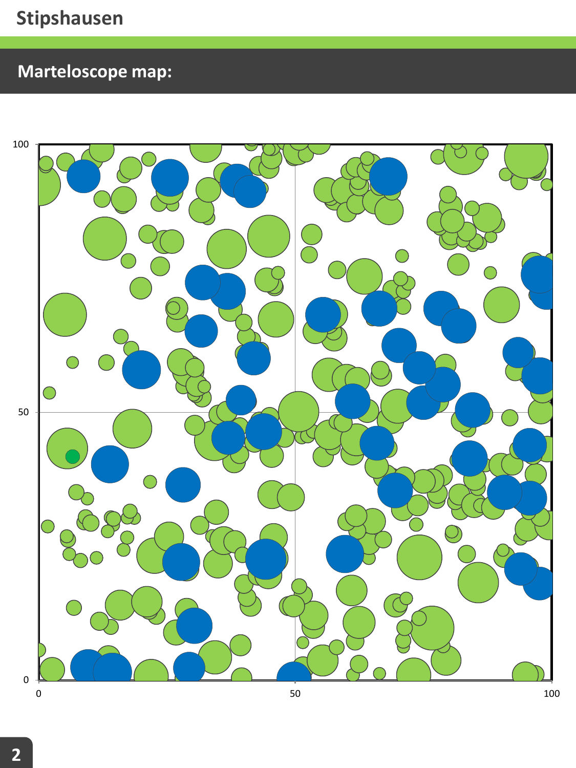# Stipshausen

## Marteloscope map: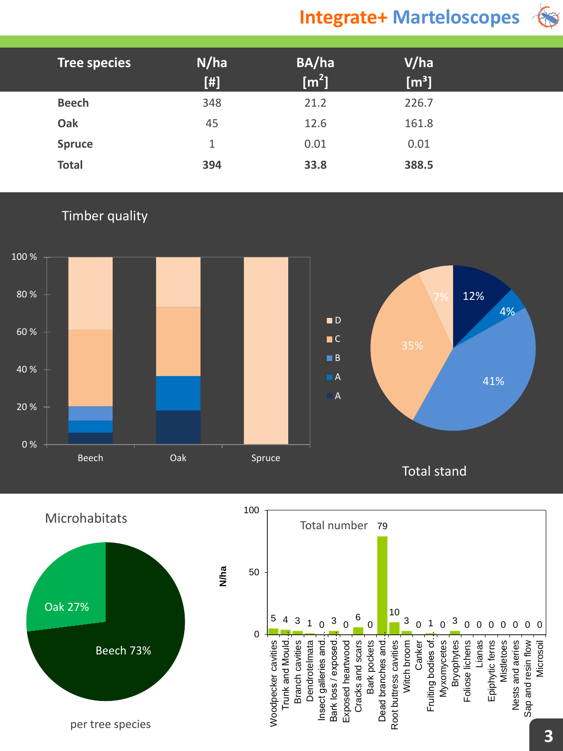| Tree species | N/ha [#] | BA/ha [$m^2$] | V/ha [$m^3$] |
|---|---|---|---|
| **Beech** | 348 | 21.2 | 226.7 |
| **Oak** | 45 | 12.6 | 161.8 |
| **Spruce** | 1 | 0.01 | 0.01 |
| **Total** | **394** | **33.8** | **388.5** |

## Timber quality

Legend: D, C, B, A, A

Beech, Oak, Spruce

Total stand: 12%, 4%, 41%, 35%, 7%

## Microhabitats

per tree species: Oak 27%, Beech 73%

Total number (N/ha):

| Microhabitat | N/ha |
|---|---|
| Woodpecker cavities | 5 |
| Trunk and Mould... | 4 |
| Branch cavities | 3 |
| Dendrotelmata | 1 |
| Insect galleries and... | 0 |
| Bark loss / exposed... | 3 |
| Exposed heartwood | 0 |
| Cracks and scars | 6 |
| Bark pockets | 0 |
| Dead branches and... | 79 |
| Root buttress cavities | 10 |
| Witch broom | 3 |
| Canker | 0 |
| Fruiting bodies of... | 1 |
| Myxomycetes | 0 |
| Bryophytes | 3 |
| Foliose lichens | 0 |
| Lianas | 0 |
| Epiphytic ferns | 0 |
| Mistletoes | 0 |
| Nests and aeries | 0 |
| Sap and resin flow | 0 |
| Microsoil | 0 |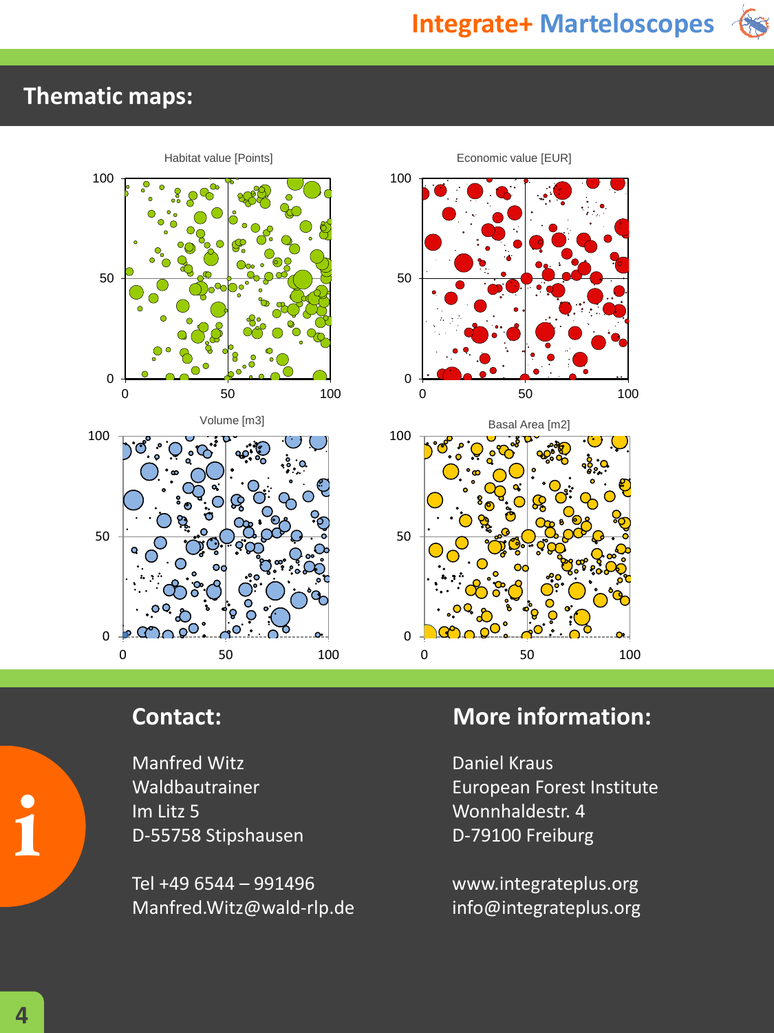## Thematic maps:

Habitat value [Points]

100
50
0
0
50
100

Economic value [EUR]

100
50
0
0
50
100

Volume [m3]

100
50
0
0
50
100

Basal Area [m2]

100
50
0
0
50
100

## Contact:

Manfred Witz
Waldbautrainer
Im Litz 5
D-55758 Stipshausen

Tel +49 6544 – 991496
Manfred.Witz@wald-rlp.de

## More information:

Daniel Kraus
European Forest Institute
Wonnhaldestr. 4
D-79100 Freiburg

www.integrateplus.org
info@integrateplus.org